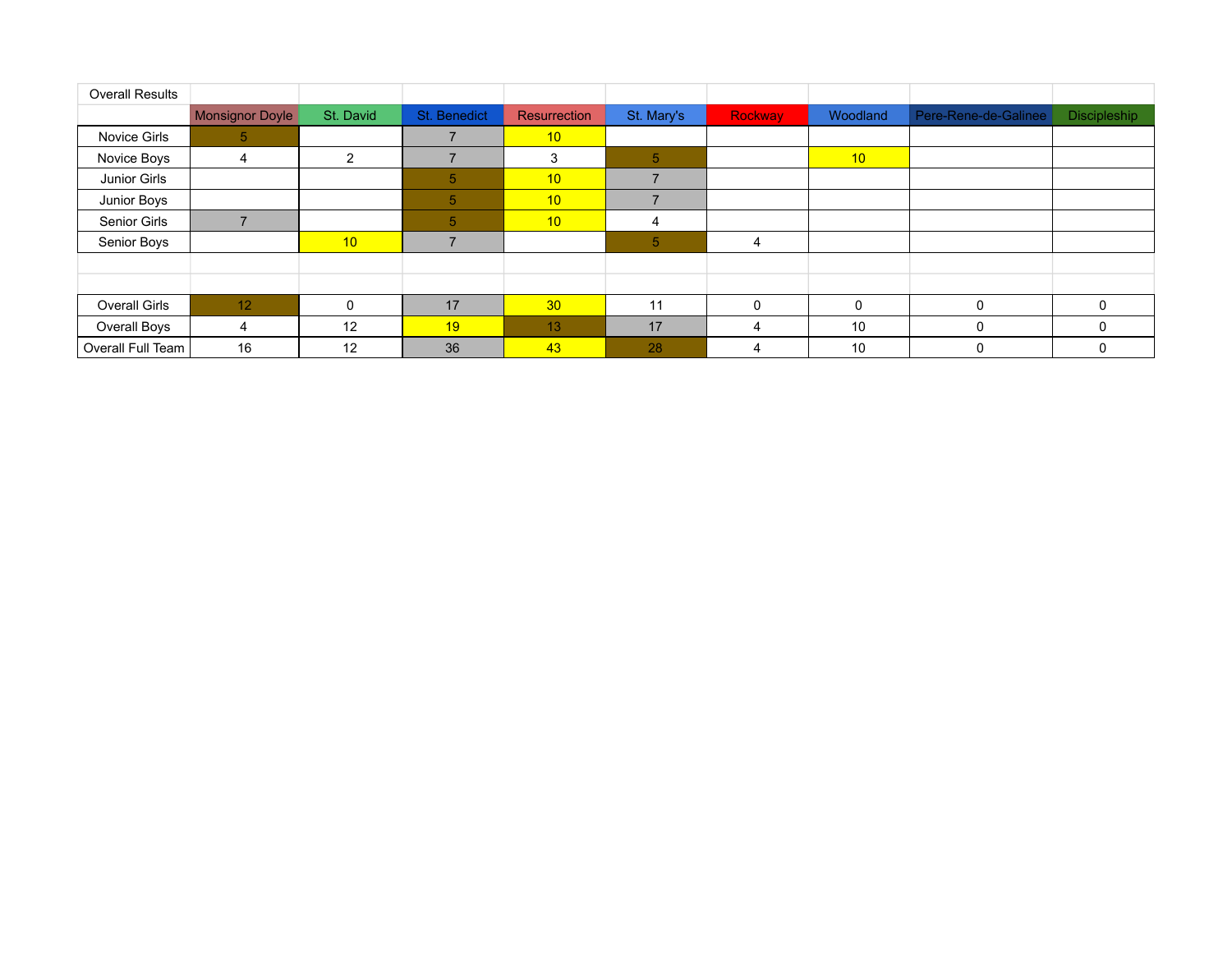| Overall Results | | | | | | | | | |
|---|---|---|---|---|---|---|---|---|---|
| | Monsignor Doyle | St. David | St. Benedict | Resurrection | St. Mary's | Rockway | Woodland | Pere-Rene-de-Galinee | Discipleship |
| Novice Girls | 5 | | 7 | 10 | | | | | |
| Novice Boys | 4 | 2 | 7 | 3 | 5 | | 10 | | |
| Junior Girls | | | 5 | 10 | 7 | | | | |
| Junior Boys | | | 5 | 10 | 7 | | | | |
| Senior Girls | 7 | | 5 | 10 | 4 | | | | |
| Senior Boys | | 10 | 7 | | 5 | 4 | | | |
| | | | | | | | | | |
| | | | | | | | | | |
| Overall Girls | 12 | 0 | 17 | 30 | 11 | 0 | 0 | 0 | 0 |
| Overall Boys | 4 | 12 | 19 | 13 | 17 | 4 | 10 | 0 | 0 |
| Overall Full Team | 16 | 12 | 36 | 43 | 28 | 4 | 10 | 0 | 0 |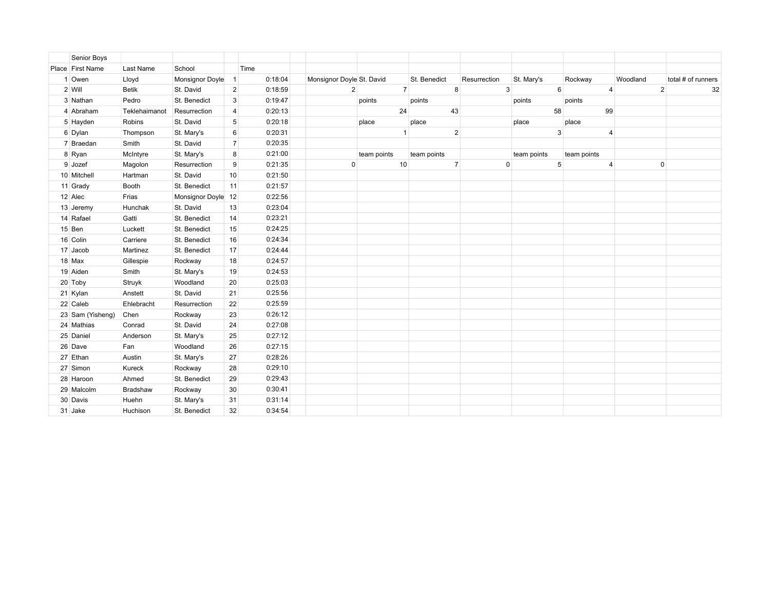| | Senior Boys | | | | | | | | | | | | | |
|---|---|---|---|---|---|---|---|---|---|---|---|---|---|---|
| Place | First Name | Last Name | School | | Time | | | | | | | | | |
| 1 | Owen | Lloyd | Monsignor Doyle | 1 | 0:18:04 | | Monsignor Doyle | St. David | St. Benedict | Resurrection | St. Mary's | Rockway | Woodland | total # of runners |
| 2 | Will | Betik | St. David | 2 | 0:18:59 | | 2 | 7 | 8 | 3 | 6 | 4 | 2 | 32 |
| 3 | Nathan | Pedro | St. Benedict | 3 | 0:19:47 | | | points | points | | points | points | | |
| 4 | Abraham | Teklehaimanot | Resurrection | 4 | 0:20:13 | | | 24 | 43 | | 58 | 99 | | |
| 5 | Hayden | Robins | St. David | 5 | 0:20:18 | | | place | place | | place | place | | |
| 6 | Dylan | Thompson | St. Mary's | 6 | 0:20:31 | | | 1 | 2 | | 3 | 4 | | |
| 7 | Braedan | Smith | St. David | 7 | 0:20:35 | | | | | | | | | |
| 8 | Ryan | McIntyre | St. Mary's | 8 | 0:21:00 | | | team points | team points | | team points | team points | | |
| 9 | Jozef | Magolon | Resurrection | 9 | 0:21:35 | | 0 | 10 | 7 | 0 | 5 | 4 | 0 | |
| 10 | Mitchell | Hartman | St. David | 10 | 0:21:50 | | | | | | | | | |
| 11 | Grady | Booth | St. Benedict | 11 | 0:21:57 | | | | | | | | | |
| 12 | Alec | Frias | Monsignor Doyle | 12 | 0:22:56 | | | | | | | | | |
| 13 | Jeremy | Hunchak | St. David | 13 | 0:23:04 | | | | | | | | | |
| 14 | Rafael | Gatti | St. Benedict | 14 | 0:23:21 | | | | | | | | | |
| 15 | Ben | Luckett | St. Benedict | 15 | 0:24:25 | | | | | | | | | |
| 16 | Colin | Carriere | St. Benedict | 16 | 0:24:34 | | | | | | | | | |
| 17 | Jacob | Martinez | St. Benedict | 17 | 0:24:44 | | | | | | | | | |
| 18 | Max | Gillespie | Rockway | 18 | 0:24:57 | | | | | | | | | |
| 19 | Aiden | Smith | St. Mary's | 19 | 0:24:53 | | | | | | | | | |
| 20 | Toby | Struyk | Woodland | 20 | 0:25:03 | | | | | | | | | |
| 21 | Kylan | Anstett | St. David | 21 | 0:25:56 | | | | | | | | | |
| 22 | Caleb | Ehlebracht | Resurrection | 22 | 0:25:59 | | | | | | | | | |
| 23 | Sam (Yisheng) | Chen | Rockway | 23 | 0:26:12 | | | | | | | | | |
| 24 | Mathias | Conrad | St. David | 24 | 0:27:08 | | | | | | | | | |
| 25 | Daniel | Anderson | St. Mary's | 25 | 0:27:12 | | | | | | | | | |
| 26 | Dave | Fan | Woodland | 26 | 0:27:15 | | | | | | | | | |
| 27 | Ethan | Austin | St. Mary's | 27 | 0:28:26 | | | | | | | | | |
| 27 | Simon | Kureck | Rockway | 28 | 0:29:10 | | | | | | | | | |
| 28 | Haroon | Ahmed | St. Benedict | 29 | 0:29:43 | | | | | | | | | |
| 29 | Malcolm | Bradshaw | Rockway | 30 | 0:30:41 | | | | | | | | | |
| 30 | Davis | Huehn | St. Mary's | 31 | 0:31:14 | | | | | | | | | |
| 31 | Jake | Huchison | St. Benedict | 32 | 0:34:54 | | | | | | | | | |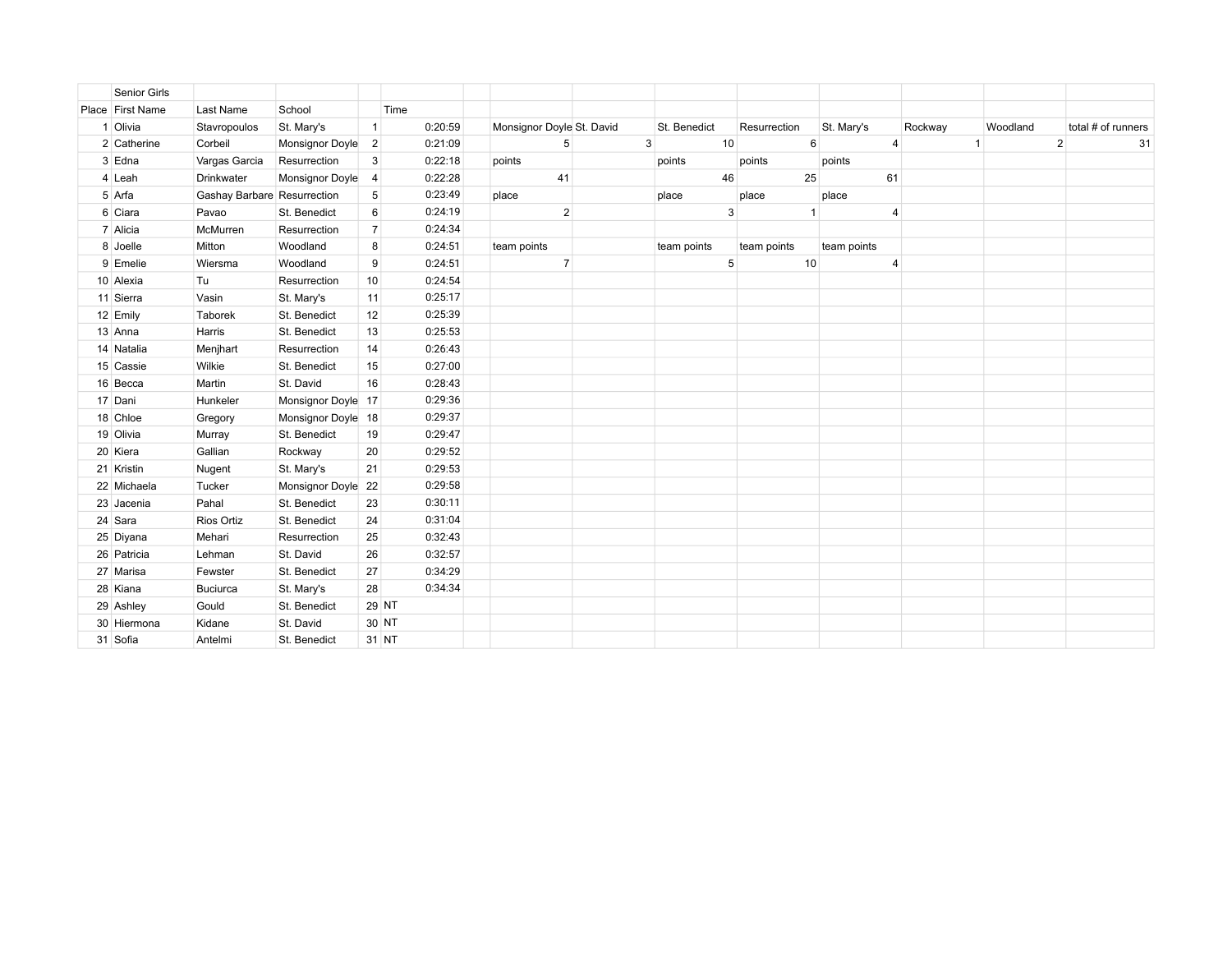| | Senior Girls | | | | | | | | | | | | | |
|---|---|---|---|---|---|---|---|---|---|---|---|---|---|---|
| Place | First Name | Last Name | School | | Time | | | | | | | | | |
| 1 | Olivia | Stavropoulos | St. Mary's | 1 | 0:20:59 | | Monsignor Doyle | St. David | St. Benedict | Resurrection | St. Mary's | Rockway | Woodland | total # of runners |
| 2 | Catherine | Corbeil | Monsignor Doyle | 2 | 0:21:09 | | 5 | 3 | 10 | 6 | 4 | 1 | 2 | 31 |
| 3 | Edna | Vargas Garcia | Resurrection | 3 | 0:22:18 | | points | | points | points | points | | | |
| 4 | Leah | Drinkwater | Monsignor Doyle | 4 | 0:22:28 | | 41 | | 46 | 25 | 61 | | | |
| 5 | Arfa | Gashay Barbare | Resurrection | 5 | 0:23:49 | | place | | place | place | place | | | |
| 6 | Ciara | Pavao | St. Benedict | 6 | 0:24:19 | | 2 | | 3 | 1 | 4 | | | |
| 7 | Alicia | McMurren | Resurrection | 7 | 0:24:34 | | | | | | | | | |
| 8 | Joelle | Mitton | Woodland | 8 | 0:24:51 | | team points | | team points | team points | team points | | | |
| 9 | Emelie | Wiersma | Woodland | 9 | 0:24:51 | | 7 | | 5 | 10 | 4 | | | |
| 10 | Alexia | Tu | Resurrection | 10 | 0:24:54 | | | | | | | | | |
| 11 | Sierra | Vasin | St. Mary's | 11 | 0:25:17 | | | | | | | | | |
| 12 | Emily | Taborek | St. Benedict | 12 | 0:25:39 | | | | | | | | | |
| 13 | Anna | Harris | St. Benedict | 13 | 0:25:53 | | | | | | | | | |
| 14 | Natalia | Menjhart | Resurrection | 14 | 0:26:43 | | | | | | | | | |
| 15 | Cassie | Wilkie | St. Benedict | 15 | 0:27:00 | | | | | | | | | |
| 16 | Becca | Martin | St. David | 16 | 0:28:43 | | | | | | | | | |
| 17 | Dani | Hunkeler | Monsignor Doyle | 17 | 0:29:36 | | | | | | | | | |
| 18 | Chloe | Gregory | Monsignor Doyle | 18 | 0:29:37 | | | | | | | | | |
| 19 | Olivia | Murray | St. Benedict | 19 | 0:29:47 | | | | | | | | | |
| 20 | Kiera | Gallian | Rockway | 20 | 0:29:52 | | | | | | | | | |
| 21 | Kristin | Nugent | St. Mary's | 21 | 0:29:53 | | | | | | | | | |
| 22 | Michaela | Tucker | Monsignor Doyle | 22 | 0:29:58 | | | | | | | | | |
| 23 | Jacenia | Pahal | St. Benedict | 23 | 0:30:11 | | | | | | | | | |
| 24 | Sara | Rios Ortiz | St. Benedict | 24 | 0:31:04 | | | | | | | | | |
| 25 | Diyana | Mehari | Resurrection | 25 | 0:32:43 | | | | | | | | | |
| 26 | Patricia | Lehman | St. David | 26 | 0:32:57 | | | | | | | | | |
| 27 | Marisa | Fewster | St. Benedict | 27 | 0:34:29 | | | | | | | | | |
| 28 | Kiana | Buciurca | St. Mary's | 28 | 0:34:34 | | | | | | | | | |
| 29 | Ashley | Gould | St. Benedict | 29 | NT | | | | | | | | | |
| 30 | Hiermona | Kidane | St. David | 30 | NT | | | | | | | | | |
| 31 | Sofia | Antelmi | St. Benedict | 31 | NT | | | | | | | | | |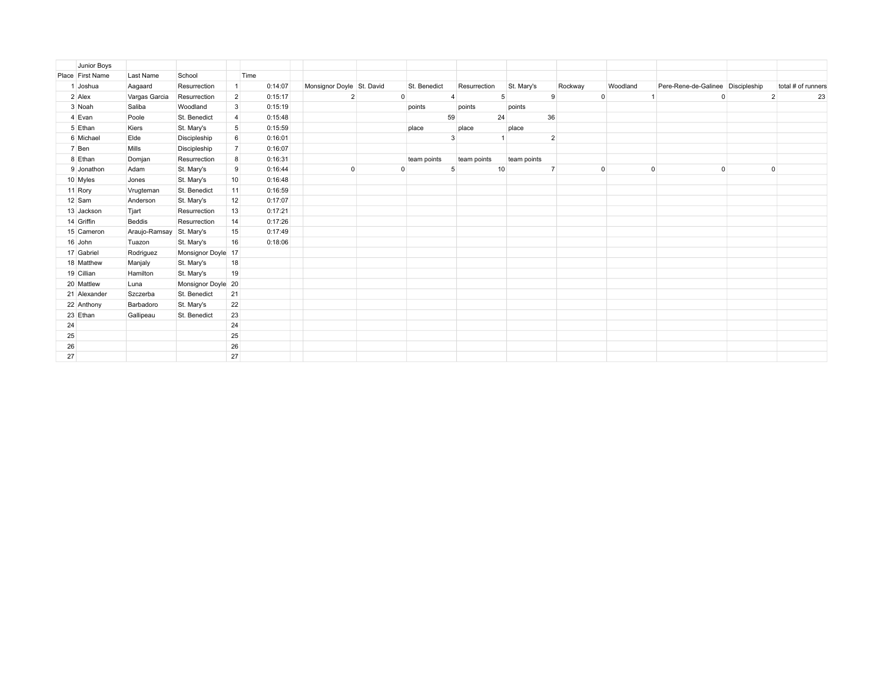| | Junior Boys | | | | | | | | | | | | | | | |
|---|---|---|---|---|---|---|---|---|---|---|---|---|---|---|---|---|
| Place | First Name | Last Name | School | | Time | | | | | | | | | | | |
| 1 | Joshua | Aagaard | Resurrection | 1 | 0:14:07 | | Monsignor Doyle | St. David | St. Benedict | Resurrection | St. Mary's | Rockway | Woodland | Pere-Rene-de-Galinee | Discipleship | total # of runners |
| 2 | Alex | Vargas Garcia | Resurrection | 2 | 0:15:17 | | 2 | 0 | 4 | 5 | 9 | 0 | 1 | 0 | 2 | 23 |
| 3 | Noah | Saliba | Woodland | 3 | 0:15:19 | | | | points | points | points | | | | | |
| 4 | Evan | Poole | St. Benedict | 4 | 0:15:48 | | | | 59 | 24 | 36 | | | | | |
| 5 | Ethan | Kiers | St. Mary's | 5 | 0:15:59 | | | | place | place | place | | | | | |
| 6 | Michael | Elde | Discipleship | 6 | 0:16:01 | | | | 3 | 1 | 2 | | | | | |
| 7 | Ben | Mills | Discipleship | 7 | 0:16:07 | | | | | | | | | | | |
| 8 | Ethan | Domjan | Resurrection | 8 | 0:16:31 | | | | team points | team points | team points | | | | | |
| 9 | Jonathon | Adam | St. Mary's | 9 | 0:16:44 | | 0 | 0 | 5 | 10 | 7 | 0 | 0 | 0 | 0 | |
| 10 | Myles | Jones | St. Mary's | 10 | 0:16:48 | | | | | | | | | | | |
| 11 | Rory | Vrugteman | St. Benedict | 11 | 0:16:59 | | | | | | | | | | | |
| 12 | Sam | Anderson | St. Mary's | 12 | 0:17:07 | | | | | | | | | | | |
| 13 | Jackson | Tjart | Resurrection | 13 | 0:17:21 | | | | | | | | | | | |
| 14 | Griffin | Beddis | Resurrection | 14 | 0:17:26 | | | | | | | | | | | |
| 15 | Cameron | Araujo-Ramsay | St. Mary's | 15 | 0:17:49 | | | | | | | | | | | |
| 16 | John | Tuazon | St. Mary's | 16 | 0:18:06 | | | | | | | | | | | |
| 17 | Gabriel | Rodriguez | Monsignor Doyle | 17 | | | | | | | | | | | | |
| 18 | Matthew | Manjaly | St. Mary's | 18 | | | | | | | | | | | | |
| 19 | Cillian | Hamilton | St. Mary's | 19 | | | | | | | | | | | | |
| 20 | Mattlew | Luna | Monsignor Doyle | 20 | | | | | | | | | | | | |
| 21 | Alexander | Szczerba | St. Benedict | 21 | | | | | | | | | | | | |
| 22 | Anthony | Barbadoro | St. Mary's | 22 | | | | | | | | | | | | |
| 23 | Ethan | Gallipeau | St. Benedict | 23 | | | | | | | | | | | | |
| 24 | | | | 24 | | | | | | | | | | | | |
| 25 | | | | 25 | | | | | | | | | | | | |
| 26 | | | | 26 | | | | | | | | | | | | |
| 27 | | | | 27 | | | | | | | | | | | | |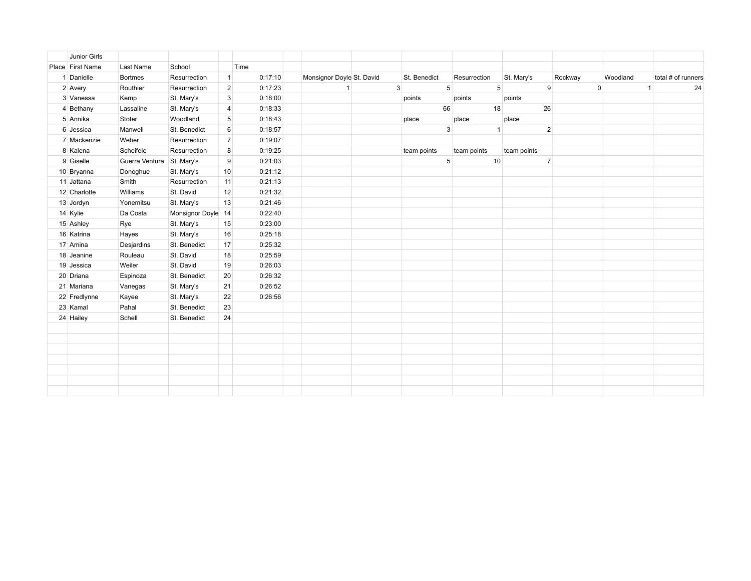| | Junior Girls | | | | | | | | | | | | | |
|---|---|---|---|---|---|---|---|---|---|---|---|---|---|---|
| Place | First Name | Last Name | School | | Time | | | | | | | | | |
| 1 | Danielle | Bortmes | Resurrection | 1 | 0:17:10 | | Monsignor Doyle | St. David | St. Benedict | Resurrection | St. Mary's | Rockway | Woodland | total # of runners |
| 2 | Avery | Routhier | Resurrection | 2 | 0:17:23 | | 1 | 3 | 5 | 5 | 9 | 0 | 1 | 24 |
| 3 | Vanessa | Kemp | St. Mary's | 3 | 0:18:00 | | | | points | points | points | | | |
| 4 | Bethany | Lassaline | St. Mary's | 4 | 0:18:33 | | | | 66 | 18 | 26 | | | |
| 5 | Annika | Stoter | Woodland | 5 | 0:18:43 | | | | place | place | place | | | |
| 6 | Jessica | Manwell | St. Benedict | 6 | 0:18:57 | | | | 3 | 1 | 2 | | | |
| 7 | Mackenzie | Weber | Resurrection | 7 | 0:19:07 | | | | | | | | | |
| 8 | Kalena | Scheifele | Resurrection | 8 | 0:19:25 | | | | team points | team points | team points | | | |
| 9 | Giselle | Guerra Ventura | St. Mary's | 9 | 0:21:03 | | | | 5 | 10 | 7 | | | |
| 10 | Bryanna | Donoghue | St. Mary's | 10 | 0:21:12 | | | | | | | | | |
| 11 | Jattana | Smith | Resurrection | 11 | 0:21:13 | | | | | | | | | |
| 12 | Charlotte | Williams | St. David | 12 | 0:21:32 | | | | | | | | | |
| 13 | Jordyn | Yonemitsu | St. Mary's | 13 | 0:21:46 | | | | | | | | | |
| 14 | Kylie | Da Costa | Monsignor Doyle | 14 | 0:22:40 | | | | | | | | | |
| 15 | Ashley | Rye | St. Mary's | 15 | 0:23:00 | | | | | | | | | |
| 16 | Katrina | Hayes | St. Mary's | 16 | 0:25:18 | | | | | | | | | |
| 17 | Amina | Desjardins | St. Benedict | 17 | 0:25:32 | | | | | | | | | |
| 18 | Jeanine | Rouleau | St. David | 18 | 0:25:59 | | | | | | | | | |
| 19 | Jessica | Weiler | St. David | 19 | 0:26:03 | | | | | | | | | |
| 20 | Driana | Espinoza | St. Benedict | 20 | 0:26:32 | | | | | | | | | |
| 21 | Mariana | Vanegas | St. Mary's | 21 | 0:26:52 | | | | | | | | | |
| 22 | Fredlynne | Kayee | St. Mary's | 22 | 0:26:56 | | | | | | | | | |
| 23 | Kamal | Pahal | St. Benedict | 23 | | | | | | | | | | |
| 24 | Hailey | Schell | St. Benedict | 24 | | | | | | | | | | |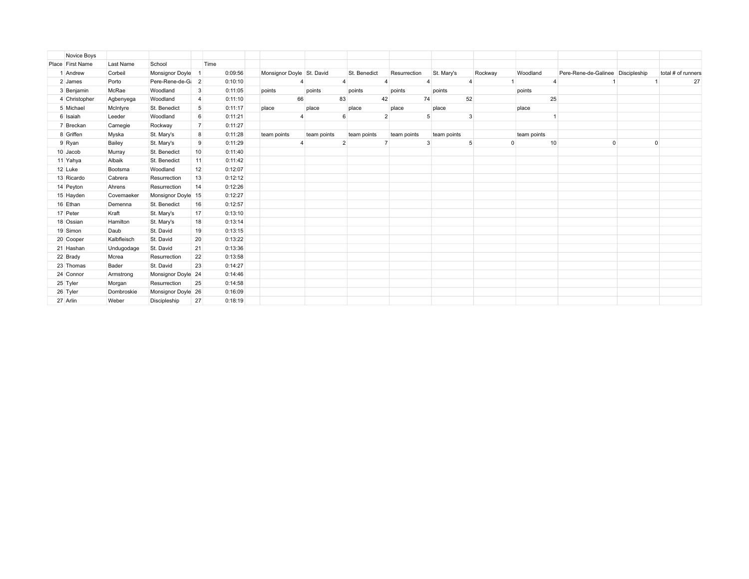Novice Boys

| Place | First Name | Last Name | School | | Time |
|---|---|---|---|---|---|
| 1 | Andrew | Corbeil | Monsignor Doyle | 1 | 0:09:56 |
| 2 | James | Porto | Pere-Rene-de-Ga | 2 | 0:10:10 |
| 3 | Benjamin | McRae | Woodland | 3 | 0:11:05 |
| 4 | Christopher | Agbenyega | Woodland | 4 | 0:11:10 |
| 5 | Michael | McIntyre | St. Benedict | 5 | 0:11:17 |
| 6 | Isaiah | Leeder | Woodland | 6 | 0:11:21 |
| 7 | Breckan | Carnegie | Rockway | 7 | 0:11:27 |
| 8 | Griffen | Myska | St. Mary's | 8 | 0:11:28 |
| 9 | Ryan | Bailey | St. Mary's | 9 | 0:11:29 |
| 10 | Jacob | Murray | St. Benedict | 10 | 0:11:40 |
| 11 | Yahya | Albaik | St. Benedict | 11 | 0:11:42 |
| 12 | Luke | Bootsma | Woodland | 12 | 0:12:07 |
| 13 | Ricardo | Cabrera | Resurrection | 13 | 0:12:12 |
| 14 | Peyton | Ahrens | Resurrection | 14 | 0:12:26 |
| 15 | Hayden | Covemaeker | Monsignor Doyle | 15 | 0:12:27 |
| 16 | Ethan | Demenna | St. Benedict | 16 | 0:12:57 |
| 17 | Peter | Kraft | St. Mary's | 17 | 0:13:10 |
| 18 | Ossian | Hamilton | St. Mary's | 18 | 0:13:14 |
| 19 | Simon | Daub | St. David | 19 | 0:13:15 |
| 20 | Cooper | Kalbfleisch | St. David | 20 | 0:13:22 |
| 21 | Hashan | Undugodage | St. David | 21 | 0:13:36 |
| 22 | Brady | Mcrea | Resurrection | 22 | 0:13:58 |
| 23 | Thomas | Bader | St. David | 23 | 0:14:27 |
| 24 | Connor | Armstrong | Monsignor Doyle | 24 | 0:14:46 |
| 25 | Tyler | Morgan | Resurrection | 25 | 0:14:58 |
| 26 | Tyler | Dombroskie | Monsignor Doyle | 26 | 0:16:09 |
| 27 | Arlin | Weber | Discipleship | 27 | 0:18:19 |

| Monsignor Doyle | St. David | St. Benedict | Resurrection | St. Mary's | Rockway | Woodland | Pere-Rene-de-Galinee | Discipleship | total # of runners |
|---|---|---|---|---|---|---|---|---|---|
| 4 | 4 | 4 | 4 | 4 | 1 | 4 | 1 | 1 | 27 |
| points | points | points | points | points | | points | | | |
| 66 | 83 | 42 | 74 | 52 | | 25 | | | |
| place | place | place | place | place | | place | | | |
| 4 | 6 | 2 | 5 | 3 | | 1 | | | |
| team points | team points | team points | team points | team points | | team points | | | |
| 4 | 2 | 7 | 3 | 5 | 0 | 10 | 0 | 0 | |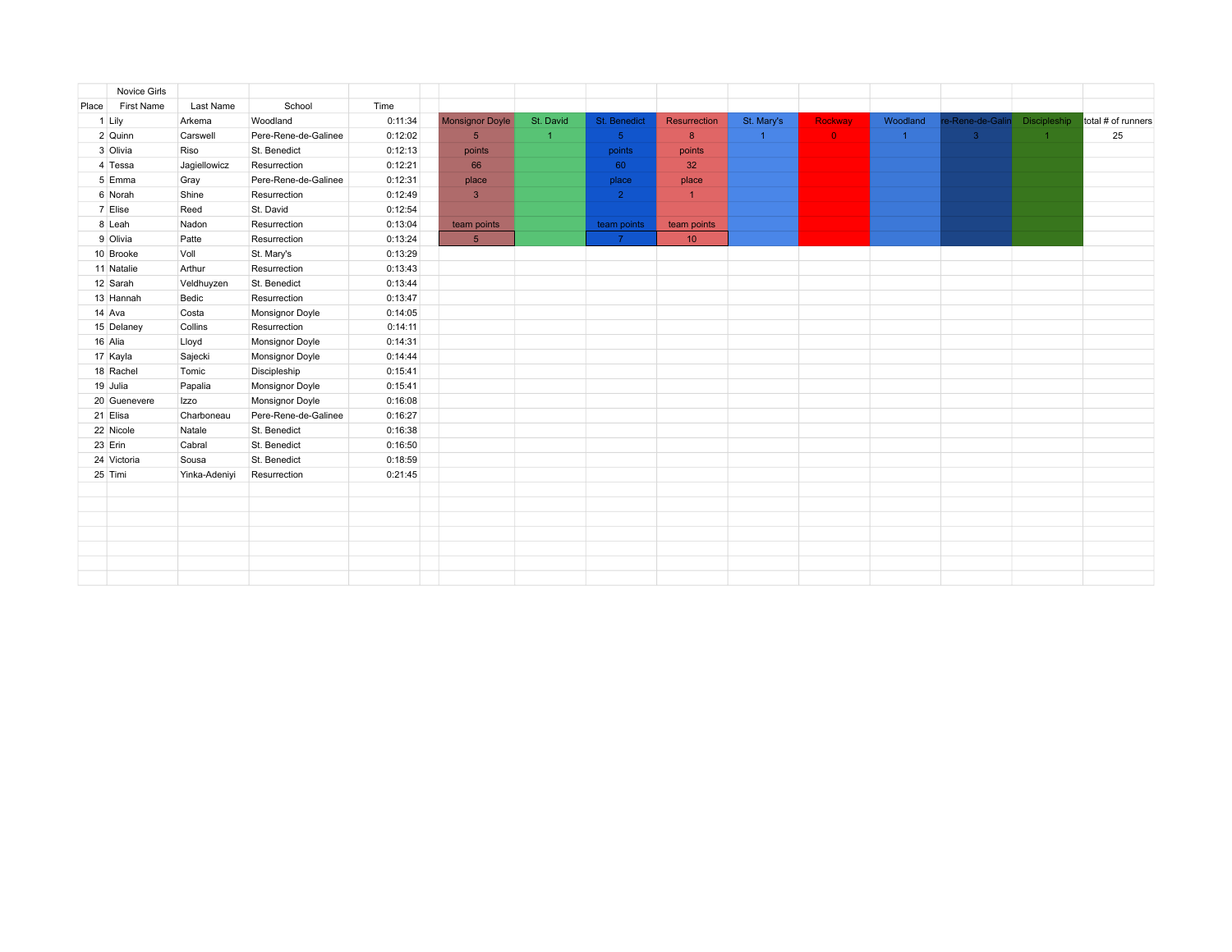| | Novice Girls | | | |
|---|---|---|---|---|
| Place | First Name | Last Name | School | Time |
| 1 | Lily | Arkema | Woodland | 0:11:34 |
| 2 | Quinn | Carswell | Pere-Rene-de-Galinee | 0:12:02 |
| 3 | Olivia | Riso | St. Benedict | 0:12:13 |
| 4 | Tessa | Jagiellowicz | Resurrection | 0:12:21 |
| 5 | Emma | Gray | Pere-Rene-de-Galinee | 0:12:31 |
| 6 | Norah | Shine | Resurrection | 0:12:49 |
| 7 | Elise | Reed | St. David | 0:12:54 |
| 8 | Leah | Nadon | Resurrection | 0:13:04 |
| 9 | Olivia | Patte | Resurrection | 0:13:24 |
| 10 | Brooke | Voll | St. Mary's | 0:13:29 |
| 11 | Natalie | Arthur | Resurrection | 0:13:43 |
| 12 | Sarah | Veldhuyzen | St. Benedict | 0:13:44 |
| 13 | Hannah | Bedic | Resurrection | 0:13:47 |
| 14 | Ava | Costa | Monsignor Doyle | 0:14:05 |
| 15 | Delaney | Collins | Resurrection | 0:14:11 |
| 16 | Alia | Lloyd | Monsignor Doyle | 0:14:31 |
| 17 | Kayla | Sajecki | Monsignor Doyle | 0:14:44 |
| 18 | Rachel | Tomic | Discipleship | 0:15:41 |
| 19 | Julia | Papalia | Monsignor Doyle | 0:15:41 |
| 20 | Guenevere | Izzo | Monsignor Doyle | 0:16:08 |
| 21 | Elisa | Charboneau | Pere-Rene-de-Galinee | 0:16:27 |
| 22 | Nicole | Natale | St. Benedict | 0:16:38 |
| 23 | Erin | Cabral | St. Benedict | 0:16:50 |
| 24 | Victoria | Sousa | St. Benedict | 0:18:59 |
| 25 | Timi | Yinka-Adeniyi | Resurrection | 0:21:45 |

| Monsignor Doyle | St. David | St. Benedict | Resurrection | St. Mary's | Rockway | Woodland | re-Rene-de-Galin | Discipleship | total # of runners |
|---|---|---|---|---|---|---|---|---|---|
| 5 | 1 | 5 | 8 | 1 | 0 | 1 | 3 | 1 | 25 |
| points | | points | points | | | | | | |
| 66 | | 60 | 32 | | | | | | |
| place | | place | place | | | | | | |
| 3 | | 2 | 1 | | | | | | |
| | | | | | | | | | |
| team points | | team points | team points | | | | | | |
| 5 | | 7 | 10 | | | | | | |